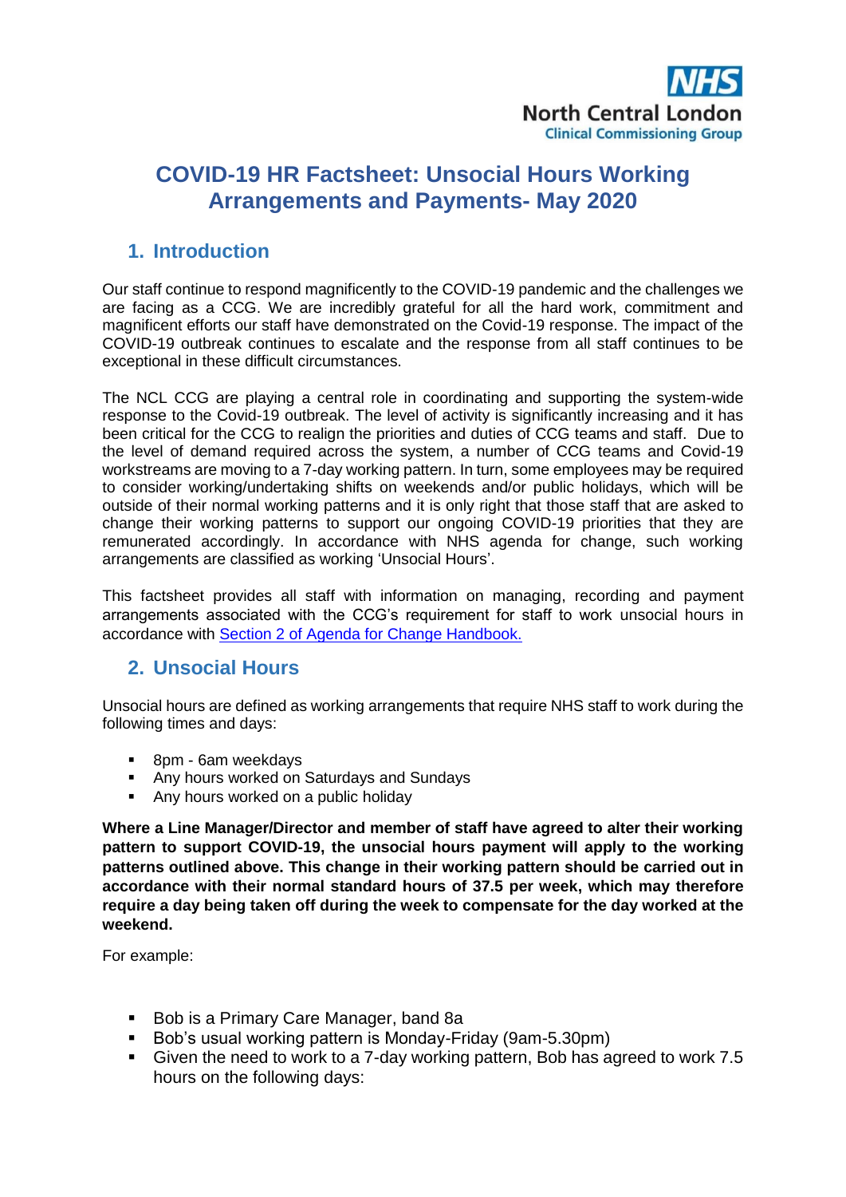NHS
North Central London
Clinical Commissioning Group

# COVID-19 HR Factsheet: Unsocial Hours Working Arrangements and Payments- May 2020

## 1. Introduction

Our staff continue to respond magnificently to the COVID-19 pandemic and the challenges we are facing as a CCG. We are incredibly grateful for all the hard work, commitment and magnificent efforts our staff have demonstrated on the Covid-19 response. The impact of the COVID-19 outbreak continues to escalate and the response from all staff continues to be exceptional in these difficult circumstances.

The NCL CCG are playing a central role in coordinating and supporting the system-wide response to the Covid-19 outbreak. The level of activity is significantly increasing and it has been critical for the CCG to realign the priorities and duties of CCG teams and staff. Due to the level of demand required across the system, a number of CCG teams and Covid-19 workstreams are moving to a 7-day working pattern. In turn, some employees may be required to consider working/undertaking shifts on weekends and/or public holidays, which will be outside of their normal working patterns and it is only right that those staff that are asked to change their working patterns to support our ongoing COVID-19 priorities that they are remunerated accordingly. In accordance with NHS agenda for change, such working arrangements are classified as working 'Unsocial Hours'.

This factsheet provides all staff with information on managing, recording and payment arrangements associated with the CCG's requirement for staff to work unsocial hours in accordance with [Section 2 of Agenda for Change Handbook.]

## 2. Unsocial Hours

Unsocial hours are defined as working arrangements that require NHS staff to work during the following times and days:

- 8pm - 6am weekdays
- Any hours worked on Saturdays and Sundays
- Any hours worked on a public holiday

**Where a Line Manager/Director and member of staff have agreed to alter their working pattern to support COVID-19, the unsocial hours payment will apply to the working patterns outlined above. This change in their working pattern should be carried out in accordance with their normal standard hours of 37.5 per week, which may therefore require a day being taken off during the week to compensate for the day worked at the weekend.**

For example:

- Bob is a Primary Care Manager, band 8a
- Bob's usual working pattern is Monday-Friday (9am-5.30pm)
- Given the need to work to a 7-day working pattern, Bob has agreed to work 7.5 hours on the following days: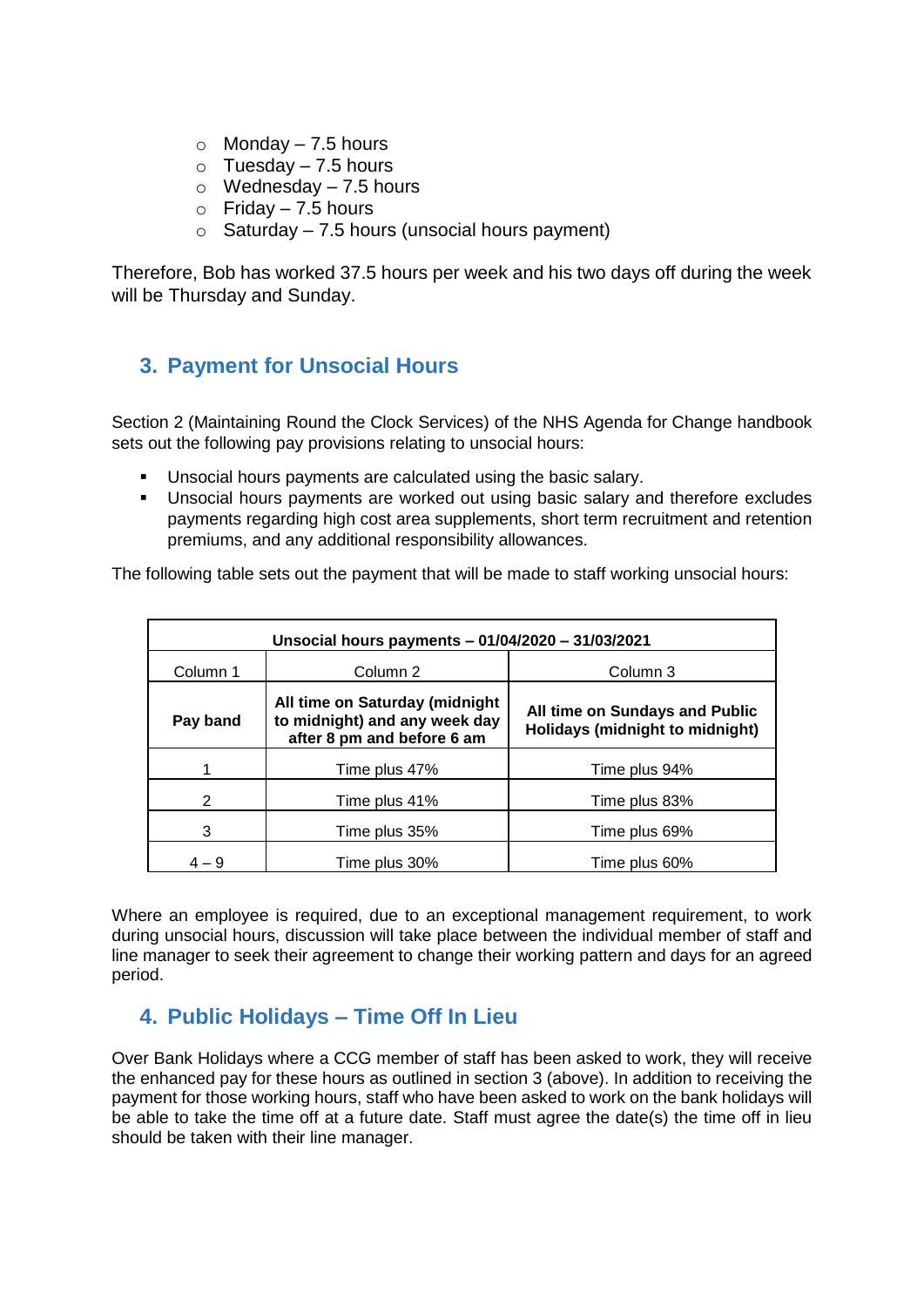- Monday – 7.5 hours
- Tuesday – 7.5 hours
- Wednesday – 7.5 hours
- Friday – 7.5 hours
- Saturday – 7.5 hours (unsocial hours payment)

Therefore, Bob has worked 37.5 hours per week and his two days off during the week will be Thursday and Sunday.

## 3. Payment for Unsocial Hours

Section 2 (Maintaining Round the Clock Services) of the NHS Agenda for Change handbook sets out the following pay provisions relating to unsocial hours:

- Unsocial hours payments are calculated using the basic salary.
- Unsocial hours payments are worked out using basic salary and therefore excludes payments regarding high cost area supplements, short term recruitment and retention premiums, and any additional responsibility allowances.

The following table sets out the payment that will be made to staff working unsocial hours:

| **Unsocial hours payments – 01/04/2020 – 31/03/2021** | | |
|---|---|---|
| Column 1 | Column 2 | Column 3 |
| **Pay band** | **All time on Saturday (midnight to midnight) and any week day after 8 pm and before 6 am** | **All time on Sundays and Public Holidays (midnight to midnight)** |
| 1 | Time plus 47% | Time plus 94% |
| 2 | Time plus 41% | Time plus 83% |
| 3 | Time plus 35% | Time plus 69% |
| 4 – 9 | Time plus 30% | Time plus 60% |

Where an employee is required, due to an exceptional management requirement, to work during unsocial hours, discussion will take place between the individual member of staff and line manager to seek their agreement to change their working pattern and days for an agreed period.

## 4. Public Holidays – Time Off In Lieu

Over Bank Holidays where a CCG member of staff has been asked to work, they will receive the enhanced pay for these hours as outlined in section 3 (above). In addition to receiving the payment for those working hours, staff who have been asked to work on the bank holidays will be able to take the time off at a future date. Staff must agree the date(s) the time off in lieu should be taken with their line manager.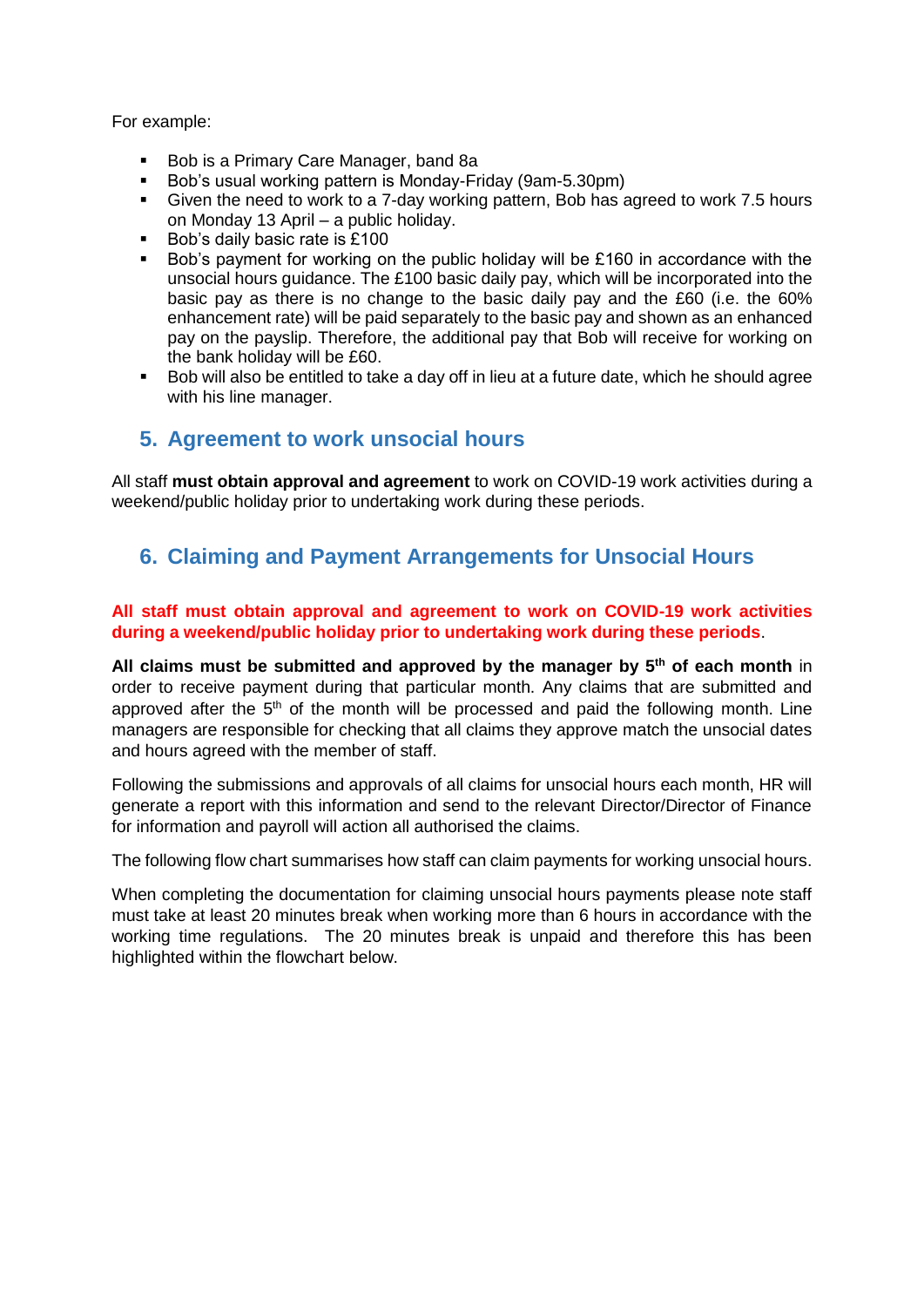For example:

- Bob is a Primary Care Manager, band 8a
- Bob's usual working pattern is Monday-Friday (9am-5.30pm)
- Given the need to work to a 7-day working pattern, Bob has agreed to work 7.5 hours on Monday 13 April – a public holiday.
- Bob's daily basic rate is £100
- Bob's payment for working on the public holiday will be £160 in accordance with the unsocial hours guidance. The £100 basic daily pay, which will be incorporated into the basic pay as there is no change to the basic daily pay and the £60 (i.e. the 60% enhancement rate) will be paid separately to the basic pay and shown as an enhanced pay on the payslip. Therefore, the additional pay that Bob will receive for working on the bank holiday will be £60.
- Bob will also be entitled to take a day off in lieu at a future date, which he should agree with his line manager.

## 5. Agreement to work unsocial hours

All staff **must obtain approval and agreement** to work on COVID-19 work activities during a weekend/public holiday prior to undertaking work during these periods.

## 6. Claiming and Payment Arrangements for Unsocial Hours

**All staff must obtain approval and agreement to work on COVID-19 work activities during a weekend/public holiday prior to undertaking work during these periods**.

**All claims must be submitted and approved by the manager by 5th of each month** in order to receive payment during that particular month. Any claims that are submitted and approved after the 5th of the month will be processed and paid the following month. Line managers are responsible for checking that all claims they approve match the unsocial dates and hours agreed with the member of staff.

Following the submissions and approvals of all claims for unsocial hours each month, HR will generate a report with this information and send to the relevant Director/Director of Finance for information and payroll will action all authorised the claims.

The following flow chart summarises how staff can claim payments for working unsocial hours.

When completing the documentation for claiming unsocial hours payments please note staff must take at least 20 minutes break when working more than 6 hours in accordance with the working time regulations. The 20 minutes break is unpaid and therefore this has been highlighted within the flowchart below.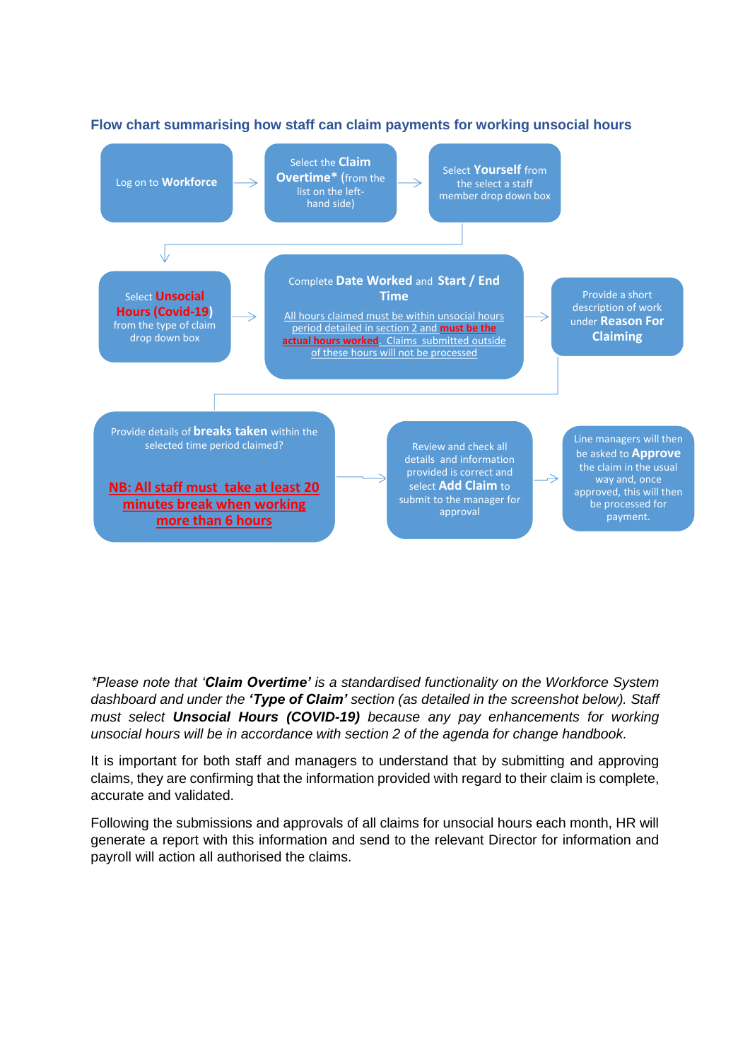### Flow chart summarising how staff can claim payments for working unsocial hours

1. Log on to **Workforce**
2. Select the **Claim Overtime*** (from the list on the left-hand side)
3. Select **Yourself** from the select a staff member drop down box
4. Select **Unsocial Hours (Covid-19)** from the type of claim drop down box
5. Complete **Date Worked** and **Start / End Time**

   All hours claimed must be within unsocial hours period detailed in section 2 and **must be the actual hours worked**. Claims submitted outside of these hours will not be processed
6. Provide a short description of work under **Reason For Claiming**
7. Provide details of **breaks taken** within the selected time period claimed?

   **NB: All staff must take at least 20 minutes break when working more than 6 hours**
8. Review and check all details and information provided is correct and select **Add Claim** to submit to the manager for approval
9. Line managers will then be asked to **Approve** the claim in the usual way and, once approved, this will then be processed for payment.

**Please note that ‘**Claim Overtime’** is a standardised functionality on the Workforce System dashboard and under the* **‘Type of Claim’** *section (as detailed in the screenshot below). Staff must select* **Unsocial Hours (COVID-19)** *because any pay enhancements for working unsocial hours will be in accordance with section 2 of the agenda for change handbook.*

It is important for both staff and managers to understand that by submitting and approving claims, they are confirming that the information provided with regard to their claim is complete, accurate and validated.

Following the submissions and approvals of all claims for unsocial hours each month, HR will generate a report with this information and send to the relevant Director for information and payroll will action all authorised the claims.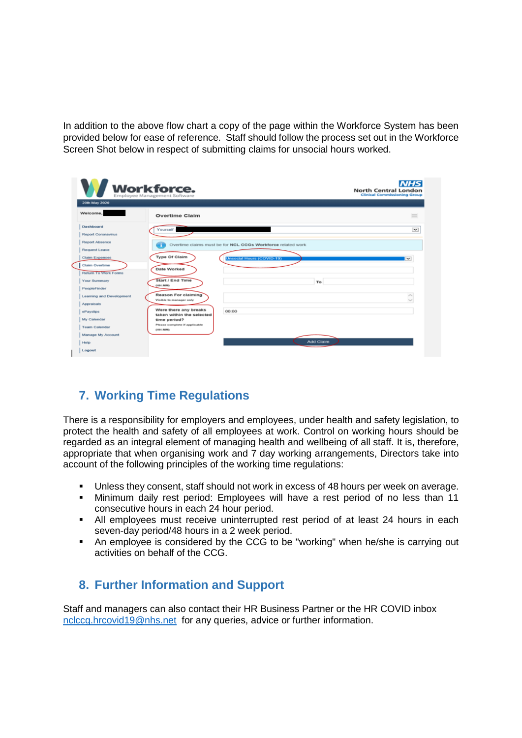In addition to the above flow chart a copy of the page within the Workforce System has been provided below for ease of reference. Staff should follow the process set out in the Workforce Screen Shot below in respect of submitting claims for unsocial hours worked.

## 7. Working Time Regulations

There is a responsibility for employers and employees, under health and safety legislation, to protect the health and safety of all employees at work. Control on working hours should be regarded as an integral element of managing health and wellbeing of all staff. It is, therefore, appropriate that when organising work and 7 day working arrangements, Directors take into account of the following principles of the working time regulations:

- Unless they consent, staff should not work in excess of 48 hours per week on average.
- Minimum daily rest period: Employees will have a rest period of no less than 11 consecutive hours in each 24 hour period.
- All employees must receive uninterrupted rest period of at least 24 hours in each seven-day period/48 hours in a 2 week period.
- An employee is considered by the CCG to be "working" when he/she is carrying out activities on behalf of the CCG.

## 8. Further Information and Support

Staff and managers can also contact their HR Business Partner or the HR COVID inbox nclccg.hrcovid19@nhs.net for any queries, advice or further information.